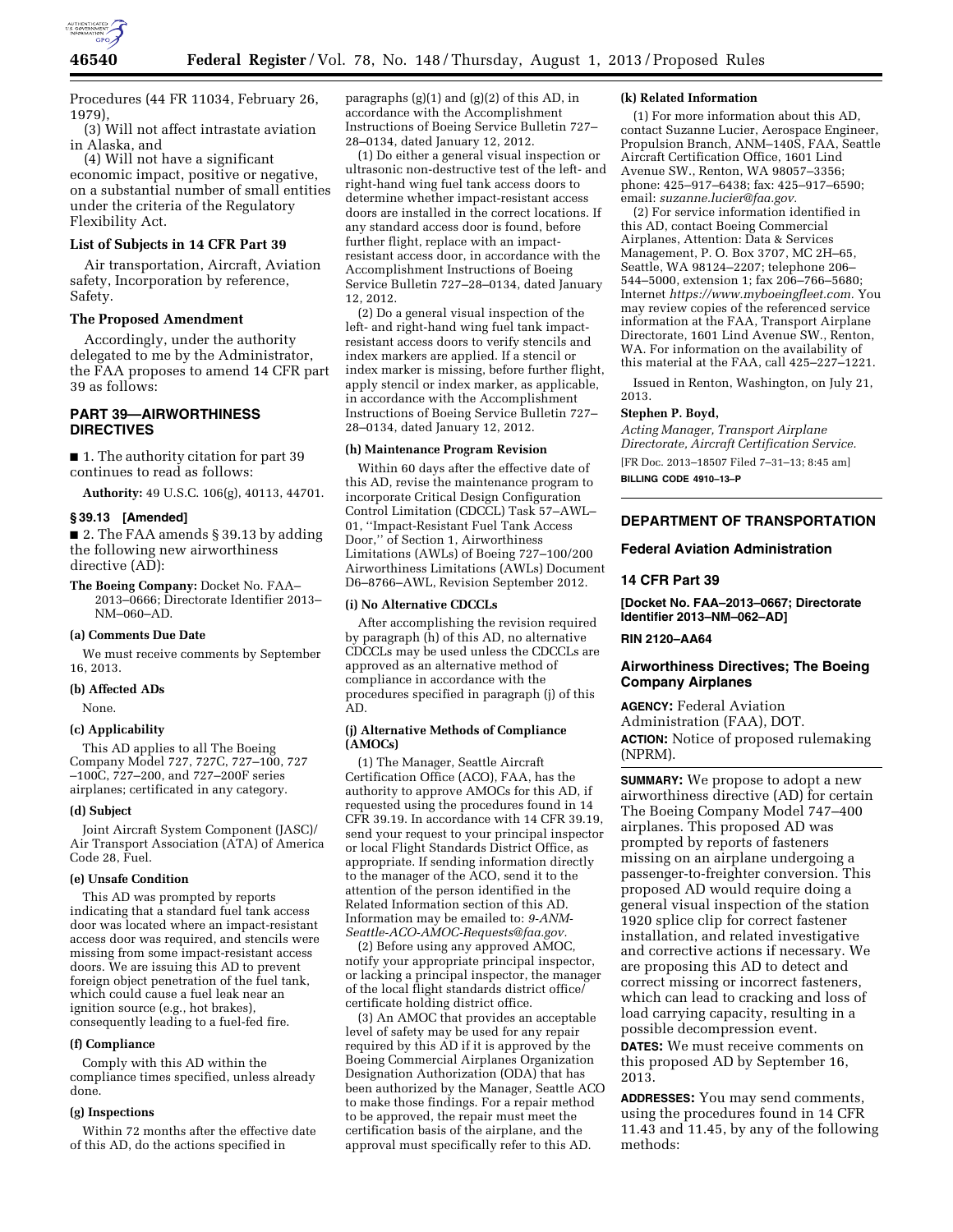Procedures (44 FR 11034, February 26, 1979),

(3) Will not affect intrastate aviation in Alaska, and

(4) Will not have a significant economic impact, positive or negative, on a substantial number of small entities under the criteria of the Regulatory Flexibility Act.

### List of Subjects in 14 CFR Part 39

Air transportation, Aircraft, Aviation safety, Incorporation by reference, Safety.

### The Proposed Amendment

Accordingly, under the authority delegated to me by the Administrator, the FAA proposes to amend 14 CFR part 39 as follows:

## PART 39—AIRWORTHINESS DIRECTIVES

■ 1. The authority citation for part 39 continues to read as follows:

**Authority:** 49 U.S.C. 106(g), 40113, 44701.

### § 39.13 [Amended]

■ 2. The FAA amends § 39.13 by adding the following new airworthiness directive (AD):

**The Boeing Company:** Docket No. FAA–2013–0666; Directorate Identifier 2013–NM–060–AD.

#### (a) Comments Due Date

We must receive comments by September 16, 2013.

#### (b) Affected ADs

None.

#### (c) Applicability

This AD applies to all The Boeing Company Model 727, 727C, 727–100, 727–100C, 727–200, and 727–200F series airplanes; certificated in any category.

#### (d) Subject

Joint Aircraft System Component (JASC)/Air Transport Association (ATA) of America Code 28, Fuel.

#### (e) Unsafe Condition

This AD was prompted by reports indicating that a standard fuel tank access door was located where an impact-resistant access door was required, and stencils were missing from some impact-resistant access doors. We are issuing this AD to prevent foreign object penetration of the fuel tank, which could cause a fuel leak near an ignition source (e.g., hot brakes), consequently leading to a fuel-fed fire.

#### (f) Compliance

Comply with this AD within the compliance times specified, unless already done.

#### (g) Inspections

Within 72 months after the effective date of this AD, do the actions specified in paragraphs (g)(1) and (g)(2) of this AD, in accordance with the Accomplishment Instructions of Boeing Service Bulletin 727–28–0134, dated January 12, 2012.

(1) Do either a general visual inspection or ultrasonic non-destructive test of the left- and right-hand wing fuel tank access doors to determine whether impact-resistant access doors are installed in the correct locations. If any standard access door is found, before further flight, replace with an impact-resistant access door, in accordance with the Accomplishment Instructions of Boeing Service Bulletin 727–28–0134, dated January 12, 2012.

(2) Do a general visual inspection of the left- and right-hand wing fuel tank impact-resistant access doors to verify stencils and index markers are applied. If a stencil or index marker is missing, before further flight, apply stencil or index marker, as applicable, in accordance with the Accomplishment Instructions of Boeing Service Bulletin 727–28–0134, dated January 12, 2012.

#### (h) Maintenance Program Revision

Within 60 days after the effective date of this AD, revise the maintenance program to incorporate Critical Design Configuration Control Limitation (CDCCL) Task 57–AWL–01, "Impact-Resistant Fuel Tank Access Door," of Section 1, Airworthiness Limitations (AWLs) of Boeing 727–100/200 Airworthiness Limitations (AWLs) Document D6–8766–AWL, Revision September 2012.

#### (i) No Alternative CDCCLs

After accomplishing the revision required by paragraph (h) of this AD, no alternative CDCCLs may be used unless the CDCCLs are approved as an alternative method of compliance in accordance with the procedures specified in paragraph (j) of this AD.

#### (j) Alternative Methods of Compliance (AMOCs)

(1) The Manager, Seattle Aircraft Certification Office (ACO), FAA, has the authority to approve AMOCs for this AD, if requested using the procedures found in 14 CFR 39.19. In accordance with 14 CFR 39.19, send your request to your principal inspector or local Flight Standards District Office, as appropriate. If sending information directly to the manager of the ACO, send it to the attention of the person identified in the Related Information section of this AD. Information may be emailed to: *9-ANM-Seattle-ACO-AMOC-Requests@faa.gov*.

(2) Before using any approved AMOC, notify your appropriate principal inspector, or lacking a principal inspector, the manager of the local flight standards district office/certificate holding district office.

(3) An AMOC that provides an acceptable level of safety may be used for any repair required by this AD if it is approved by the Boeing Commercial Airplanes Organization Designation Authorization (ODA) that has been authorized by the Manager, Seattle ACO to make those findings. For a repair method to be approved, the repair must meet the certification basis of the airplane, and the approval must specifically refer to this AD.

#### (k) Related Information

(1) For more information about this AD, contact Suzanne Lucier, Aerospace Engineer, Propulsion Branch, ANM–140S, FAA, Seattle Aircraft Certification Office, 1601 Lind Avenue SW., Renton, WA 98057–3356; phone: 425–917–6438; fax: 425–917–6590; email: *suzanne.lucier@faa.gov*.

(2) For service information identified in this AD, contact Boeing Commercial Airplanes, Attention: Data & Services Management, P. O. Box 3707, MC 2H–65, Seattle, WA 98124–2207; telephone 206–544–5000, extension 1; fax 206–766–5680; Internet *https://www.myboeingfleet.com*. You may review copies of the referenced service information at the FAA, Transport Airplane Directorate, 1601 Lind Avenue SW., Renton, WA. For information on the availability of this material at the FAA, call 425–227–1221.

Issued in Renton, Washington, on July 21, 2013.

**Stephen P. Boyd,**

*Acting Manager, Transport Airplane Directorate, Aircraft Certification Service.*

[FR Doc. 2013–18507 Filed 7–31–13; 8:45 am]

**BILLING CODE 4910–13–P**

---

## DEPARTMENT OF TRANSPORTATION

### Federal Aviation Administration

### 14 CFR Part 39

**[Docket No. FAA–2013–0667; Directorate Identifier 2013–NM–062–AD]**

**RIN 2120–AA64**

## Airworthiness Directives; The Boeing Company Airplanes

**AGENCY:** Federal Aviation Administration (FAA), DOT.

**ACTION:** Notice of proposed rulemaking (NPRM).

**SUMMARY:** We propose to adopt a new airworthiness directive (AD) for certain The Boeing Company Model 747–400 airplanes. This proposed AD was prompted by reports of fasteners missing on an airplane undergoing a passenger-to-freighter conversion. This proposed AD would require doing a general visual inspection of the station 1920 splice clip for correct fastener installation, and related investigative and corrective actions if necessary. We are proposing this AD to detect and correct missing or incorrect fasteners, which can lead to cracking and loss of load carrying capacity, resulting in a possible decompression event.

**DATES:** We must receive comments on this proposed AD by September 16, 2013.

**ADDRESSES:** You may send comments, using the procedures found in 14 CFR 11.43 and 11.45, by any of the following methods: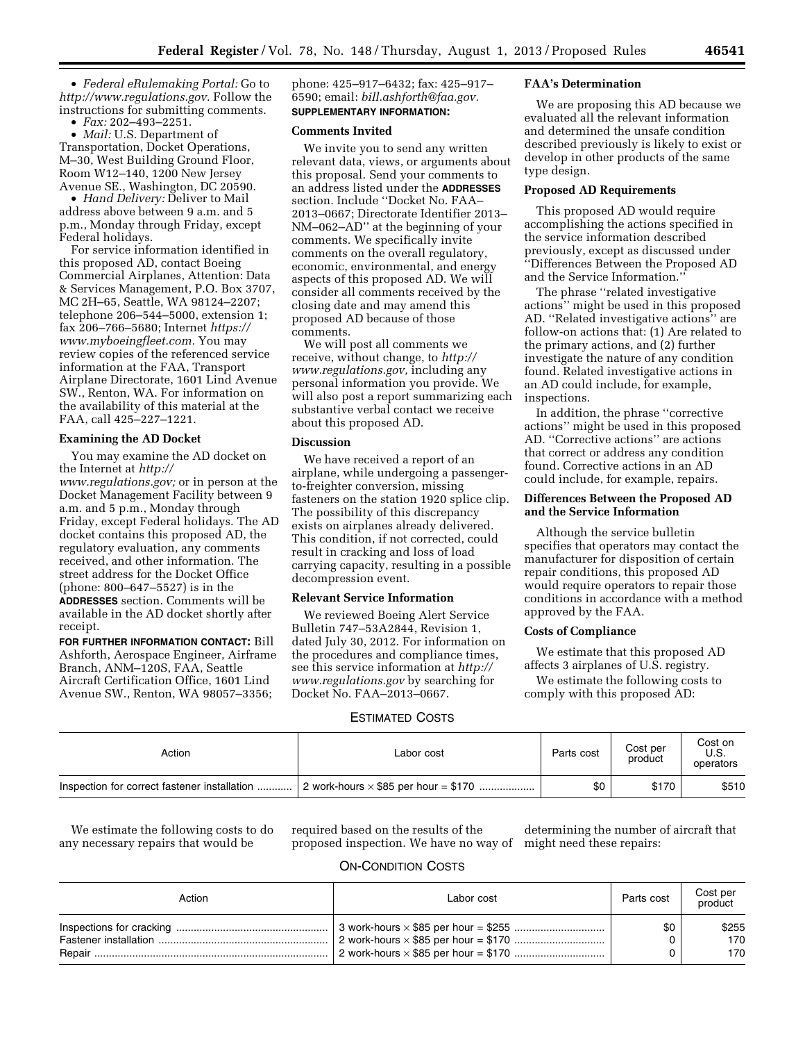- *Federal eRulemaking Portal:* Go to *http://www.regulations.gov.* Follow the instructions for submitting comments.
- *Fax:* 202–493–2251.
- *Mail:* U.S. Department of Transportation, Docket Operations, M–30, West Building Ground Floor, Room W12–140, 1200 New Jersey Avenue SE., Washington, DC 20590.
- *Hand Delivery:* Deliver to Mail address above between 9 a.m. and 5 p.m., Monday through Friday, except Federal holidays.

For service information identified in this proposed AD, contact Boeing Commercial Airplanes, Attention: Data & Services Management, P.O. Box 3707, MC 2H–65, Seattle, WA 98124–2207; telephone 206–544–5000, extension 1; fax 206–766–5680; Internet *https://www.myboeingfleet.com.* You may review copies of the referenced service information at the FAA, Transport Airplane Directorate, 1601 Lind Avenue SW., Renton, WA. For information on the availability of this material at the FAA, call 425–227–1221.

### Examining the AD Docket

You may examine the AD docket on the Internet at *http://www.regulations.gov;* or in person at the Docket Management Facility between 9 a.m. and 5 p.m., Monday through Friday, except Federal holidays. The AD docket contains this proposed AD, the regulatory evaluation, any comments received, and other information. The street address for the Docket Office (phone: 800–647–5527) is in the **ADDRESSES** section. Comments will be available in the AD docket shortly after receipt.

**FOR FURTHER INFORMATION CONTACT:** Bill Ashforth, Aerospace Engineer, Airframe Branch, ANM–120S, FAA, Seattle Aircraft Certification Office, 1601 Lind Avenue SW., Renton, WA 98057–3356; phone: 425–917–6432; fax: 425–917–6590; email: *bill.ashforth@faa.gov.*

**SUPPLEMENTARY INFORMATION:**

### Comments Invited

We invite you to send any written relevant data, views, or arguments about this proposal. Send your comments to an address listed under the **ADDRESSES** section. Include ''Docket No. FAA–2013–0667; Directorate Identifier 2013–NM–062–AD'' at the beginning of your comments. We specifically invite comments on the overall regulatory, economic, environmental, and energy aspects of this proposed AD. We will consider all comments received by the closing date and may amend this proposed AD because of those comments.

We will post all comments we receive, without change, to *http://www.regulations.gov,* including any personal information you provide. We will also post a report summarizing each substantive verbal contact we receive about this proposed AD.

### Discussion

We have received a report of an airplane, while undergoing a passenger-to-freighter conversion, missing fasteners on the station 1920 splice clip. The possibility of this discrepancy exists on airplanes already delivered. This condition, if not corrected, could result in cracking and loss of load carrying capacity, resulting in a possible decompression event.

### Relevant Service Information

We reviewed Boeing Alert Service Bulletin 747–53A2844, Revision 1, dated July 30, 2012. For information on the procedures and compliance times, see this service information at *http://www.regulations.gov* by searching for Docket No. FAA–2013–0667.

### FAA's Determination

We are proposing this AD because we evaluated all the relevant information and determined the unsafe condition described previously is likely to exist or develop in other products of the same type design.

### Proposed AD Requirements

This proposed AD would require accomplishing the actions specified in the service information described previously, except as discussed under ''Differences Between the Proposed AD and the Service Information.''

The phrase ''related investigative actions'' might be used in this proposed AD. ''Related investigative actions'' are follow-on actions that: (1) Are related to the primary actions, and (2) further investigate the nature of any condition found. Related investigative actions in an AD could include, for example, inspections.

In addition, the phrase ''corrective actions'' might be used in this proposed AD. ''Corrective actions'' are actions that correct or address any condition found. Corrective actions in an AD could include, for example, repairs.

### Differences Between the Proposed AD and the Service Information

Although the service bulletin specifies that operators may contact the manufacturer for disposition of certain repair conditions, this proposed AD would require operators to repair those conditions in accordance with a method approved by the FAA.

### Costs of Compliance

We estimate that this proposed AD affects 3 airplanes of U.S. registry.

We estimate the following costs to comply with this proposed AD:

ESTIMATED COSTS

| Action | Labor cost | Parts cost | Cost per product | Cost on U.S. operators |
|---|---|---|---|---|
| Inspection for correct fastener installation | 2 work-hours × $85 per hour = $170 | $0 | $170 | $510 |

We estimate the following costs to do any necessary repairs that would be required based on the results of the proposed inspection. We have no way of determining the number of aircraft that might need these repairs:

ON-CONDITION COSTS

| Action | Labor cost | Parts cost | Cost per product |
|---|---|---|---|
| Inspections for cracking | 3 work-hours × $85 per hour = $255 | $0 | $255 |
| Fastener installation | 2 work-hours × $85 per hour = $170 | 0 | 170 |
| Repair | 2 work-hours × $85 per hour = $170 | 0 | 170 |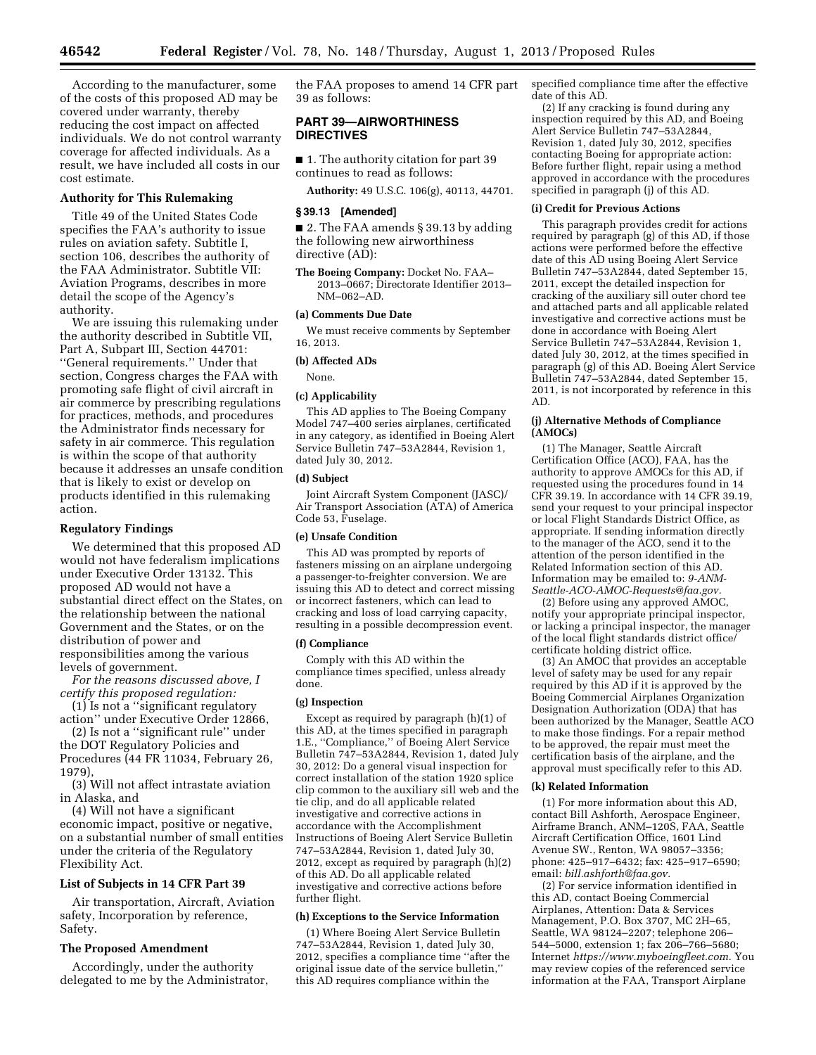According to the manufacturer, some of the costs of this proposed AD may be covered under warranty, thereby reducing the cost impact on affected individuals. We do not control warranty coverage for affected individuals. As a result, we have included all costs in our cost estimate.

### Authority for This Rulemaking

Title 49 of the United States Code specifies the FAA's authority to issue rules on aviation safety. Subtitle I, section 106, describes the authority of the FAA Administrator. Subtitle VII: Aviation Programs, describes in more detail the scope of the Agency's authority.

We are issuing this rulemaking under the authority described in Subtitle VII, Part A, Subpart III, Section 44701: ''General requirements.'' Under that section, Congress charges the FAA with promoting safe flight of civil aircraft in air commerce by prescribing regulations for practices, methods, and procedures the Administrator finds necessary for safety in air commerce. This regulation is within the scope of that authority because it addresses an unsafe condition that is likely to exist or develop on products identified in this rulemaking action.

### Regulatory Findings

We determined that this proposed AD would not have federalism implications under Executive Order 13132. This proposed AD would not have a substantial direct effect on the States, on the relationship between the national Government and the States, or on the distribution of power and responsibilities among the various levels of government.

*For the reasons discussed above, I certify this proposed regulation:*

(1) Is not a ''significant regulatory action'' under Executive Order 12866,

(2) Is not a ''significant rule'' under the DOT Regulatory Policies and Procedures (44 FR 11034, February 26, 1979),

(3) Will not affect intrastate aviation in Alaska, and

(4) Will not have a significant economic impact, positive or negative, on a substantial number of small entities under the criteria of the Regulatory Flexibility Act.

### List of Subjects in 14 CFR Part 39

Air transportation, Aircraft, Aviation safety, Incorporation by reference, Safety.

### The Proposed Amendment

Accordingly, under the authority delegated to me by the Administrator, the FAA proposes to amend 14 CFR part 39 as follows:

## PART 39—AIRWORTHINESS DIRECTIVES

■ 1. The authority citation for part 39 continues to read as follows:

**Authority:** 49 U.S.C. 106(g), 40113, 44701.

### § 39.13 [Amended]

■ 2. The FAA amends § 39.13 by adding the following new airworthiness directive (AD):

**The Boeing Company:** Docket No. FAA–2013–0667; Directorate Identifier 2013–NM–062–AD.

#### (a) Comments Due Date

We must receive comments by September 16, 2013.

#### (b) Affected ADs

None.

#### (c) Applicability

This AD applies to The Boeing Company Model 747–400 series airplanes, certificated in any category, as identified in Boeing Alert Service Bulletin 747–53A2844, Revision 1, dated July 30, 2012.

#### (d) Subject

Joint Aircraft System Component (JASC)/Air Transport Association (ATA) of America Code 53, Fuselage.

#### (e) Unsafe Condition

This AD was prompted by reports of fasteners missing on an airplane undergoing a passenger-to-freighter conversion. We are issuing this AD to detect and correct missing or incorrect fasteners, which can lead to cracking and loss of load carrying capacity, resulting in a possible decompression event.

#### (f) Compliance

Comply with this AD within the compliance times specified, unless already done.

#### (g) Inspection

Except as required by paragraph (h)(1) of this AD, at the times specified in paragraph 1.E., ''Compliance,'' of Boeing Alert Service Bulletin 747–53A2844, Revision 1, dated July 30, 2012: Do a general visual inspection for correct installation of the station 1920 splice clip common to the auxiliary sill web and the tie clip, and do all applicable related investigative and corrective actions in accordance with the Accomplishment Instructions of Boeing Alert Service Bulletin 747–53A2844, Revision 1, dated July 30, 2012, except as required by paragraph (h)(2) of this AD. Do all applicable related investigative and corrective actions before further flight.

#### (h) Exceptions to the Service Information

(1) Where Boeing Alert Service Bulletin 747–53A2844, Revision 1, dated July 30, 2012, specifies a compliance time ''after the original issue date of the service bulletin,'' this AD requires compliance within the specified compliance time after the effective date of this AD.

(2) If any cracking is found during any inspection required by this AD, and Boeing Alert Service Bulletin 747–53A2844, Revision 1, dated July 30, 2012, specifies contacting Boeing for appropriate action: Before further flight, repair using a method approved in accordance with the procedures specified in paragraph (j) of this AD.

#### (i) Credit for Previous Actions

This paragraph provides credit for actions required by paragraph (g) of this AD, if those actions were performed before the effective date of this AD using Boeing Alert Service Bulletin 747–53A2844, dated September 15, 2011, except the detailed inspection for cracking of the auxiliary sill outer chord tee and attached parts and all applicable related investigative and corrective actions must be done in accordance with Boeing Alert Service Bulletin 747–53A2844, Revision 1, dated July 30, 2012, at the times specified in paragraph (g) of this AD. Boeing Alert Service Bulletin 747–53A2844, dated September 15, 2011, is not incorporated by reference in this AD.

#### (j) Alternative Methods of Compliance (AMOCs)

(1) The Manager, Seattle Aircraft Certification Office (ACO), FAA, has the authority to approve AMOCs for this AD, if requested using the procedures found in 14 CFR 39.19. In accordance with 14 CFR 39.19, send your request to your principal inspector or local Flight Standards District Office, as appropriate. If sending information directly to the manager of the ACO, send it to the attention of the person identified in the Related Information section of this AD. Information may be emailed to: *9-ANM-Seattle-ACO-AMOC-Requests@faa.gov*.

(2) Before using any approved AMOC, notify your appropriate principal inspector, or lacking a principal inspector, the manager of the local flight standards district office/certificate holding district office.

(3) An AMOC that provides an acceptable level of safety may be used for any repair required by this AD if it is approved by the Boeing Commercial Airplanes Organization Designation Authorization (ODA) that has been authorized by the Manager, Seattle ACO to make those findings. For a repair method to be approved, the repair must meet the certification basis of the airplane, and the approval must specifically refer to this AD.

#### (k) Related Information

(1) For more information about this AD, contact Bill Ashforth, Aerospace Engineer, Airframe Branch, ANM–120S, FAA, Seattle Aircraft Certification Office, 1601 Lind Avenue SW., Renton, WA 98057–3356; phone: 425–917–6432; fax: 425–917–6590; email: *bill.ashforth@faa.gov*.

(2) For service information identified in this AD, contact Boeing Commercial Airplanes, Attention: Data & Services Management, P.O. Box 3707, MC 2H–65, Seattle, WA 98124–2207; telephone 206–544–5000, extension 1; fax 206–766–5680; Internet *https://www.myboeingfleet.com*. You may review copies of the referenced service information at the FAA, Transport Airplane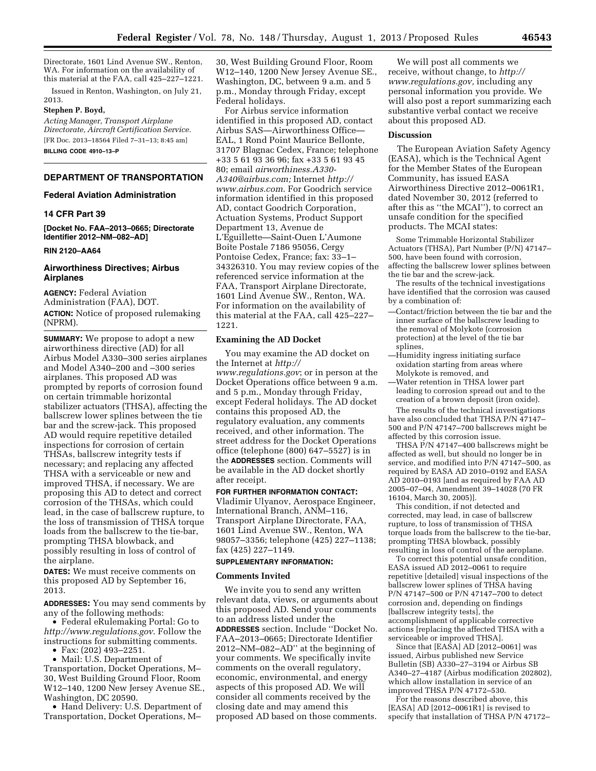Directorate, 1601 Lind Avenue SW., Renton, WA. For information on the availability of this material at the FAA, call 425–227–1221.

Issued in Renton, Washington, on July 21, 2013.

**Stephen P. Boyd,**

*Acting Manager, Transport Airplane Directorate, Aircraft Certification Service.*

[FR Doc. 2013–18564 Filed 7–31–13; 8:45 am]

**BILLING CODE 4910–13–P**

---

## DEPARTMENT OF TRANSPORTATION

### Federal Aviation Administration

### 14 CFR Part 39

**[Docket No. FAA–2013–0665; Directorate Identifier 2012–NM–082–AD]**

**RIN 2120–AA64**

### Airworthiness Directives; Airbus Airplanes

**AGENCY:** Federal Aviation Administration (FAA), DOT.

**ACTION:** Notice of proposed rulemaking (NPRM).

**SUMMARY:** We propose to adopt a new airworthiness directive (AD) for all Airbus Model A330–300 series airplanes and Model A340–200 and –300 series airplanes. This proposed AD was prompted by reports of corrosion found on certain trimmable horizontal stabilizer actuators (THSA), affecting the ballscrew lower splines between the tie bar and the screw-jack. This proposed AD would require repetitive detailed inspections for corrosion of certain THSAs, ballscrew integrity tests if necessary; and replacing any affected THSA with a serviceable or new and improved THSA, if necessary. We are proposing this AD to detect and correct corrosion of the THSAs, which could lead, in the case of ballscrew rupture, to the loss of transmission of THSA torque loads from the ballscrew to the tie-bar, prompting THSA blowback, and possibly resulting in loss of control of the airplane.

**DATES:** We must receive comments on this proposed AD by September 16, 2013.

**ADDRESSES:** You may send comments by any of the following methods:

- Federal eRulemaking Portal: Go to *http://www.regulations.gov*. Follow the instructions for submitting comments.
- Fax: (202) 493–2251.
- Mail: U.S. Department of Transportation, Docket Operations, M–30, West Building Ground Floor, Room W12–140, 1200 New Jersey Avenue SE., Washington, DC 20590.
- Hand Delivery: U.S. Department of Transportation, Docket Operations, M–30, West Building Ground Floor, Room W12–140, 1200 New Jersey Avenue SE., Washington, DC, between 9 a.m. and 5 p.m., Monday through Friday, except Federal holidays.

For Airbus service information identified in this proposed AD, contact Airbus SAS—Airworthiness Office—EAL, 1 Rond Point Maurice Bellonte, 31707 Blagnac Cedex, France; telephone +33 5 61 93 36 96; fax +33 5 61 93 45 80; email *airworthiness.A330-A340@airbus.com;* Internet *http://www.airbus.com*. For Goodrich service information identified in this proposed AD, contact Goodrich Corporation, Actuation Systems, Product Support Department 13, Avenue de L'Eguillette—Saint-Ouen L'Aumone Boite Postale 7186 95056, Cergy Pontoise Cedex, France; fax: 33–1–34326310. You may review copies of the referenced service information at the FAA, Transport Airplane Directorate, 1601 Lind Avenue SW., Renton, WA. For information on the availability of this material at the FAA, call 425–227–1221.

**Examining the AD Docket**

You may examine the AD docket on the Internet at *http://www.regulations.gov*; or in person at the Docket Operations office between 9 a.m. and 5 p.m., Monday through Friday, except Federal holidays. The AD docket contains this proposed AD, the regulatory evaluation, any comments received, and other information. The street address for the Docket Operations office (telephone (800) 647–5527) is in the **ADDRESSES** section. Comments will be available in the AD docket shortly after receipt.

**FOR FURTHER INFORMATION CONTACT:** Vladimir Ulyanov, Aerospace Engineer, International Branch, ANM–116, Transport Airplane Directorate, FAA, 1601 Lind Avenue SW., Renton, WA 98057–3356; telephone (425) 227–1138; fax (425) 227–1149.

**SUPPLEMENTARY INFORMATION:**

**Comments Invited**

We invite you to send any written relevant data, views, or arguments about this proposed AD. Send your comments to an address listed under the **ADDRESSES** section. Include "Docket No. FAA–2013–0665; Directorate Identifier 2012–NM–082–AD" at the beginning of your comments. We specifically invite comments on the overall regulatory, economic, environmental, and energy aspects of this proposed AD. We will consider all comments received by the closing date and may amend this proposed AD based on those comments.

We will post all comments we receive, without change, to *http://www.regulations.gov,* including any personal information you provide. We will also post a report summarizing each substantive verbal contact we receive about this proposed AD.

**Discussion**

The European Aviation Safety Agency (EASA), which is the Technical Agent for the Member States of the European Community, has issued EASA Airworthiness Directive 2012–0061R1, dated November 30, 2012 (referred to after this as "the MCAI"), to correct an unsafe condition for the specified products. The MCAI states:

> Some Trimmable Horizontal Stabilizer Actuators (THSA), Part Number (P/N) 47147–500, have been found with corrosion, affecting the ballscrew lower splines between the tie bar and the screw-jack.
>
> The results of the technical investigations have identified that the corrosion was caused by a combination of:
>
> —Contact/friction between the tie bar and the inner surface of the ballscrew leading to the removal of Molykote (corrosion protection) at the level of the tie bar splines,
>
> —Humidity ingress initiating surface oxidation starting from areas where Molykote is removed, and
>
> —Water retention in THSA lower part leading to corrosion spread out and to the creation of a brown deposit (iron oxide).
>
> The results of the technical investigations have also concluded that THSA P/N 47147–500 and P/N 47147–700 ballscrews might be affected by this corrosion issue.
>
> THSA P/N 47147–400 ballscrews might be affected as well, but should no longer be in service, and modified into P/N 47147–500, as required by EASA AD 2010–0192 and EASA AD 2010–0193 [and as required by FAA AD 2005–07–04, Amendment 39–14028 (70 FR 16104, March 30, 2005)].
>
> This condition, if not detected and corrected, may lead, in case of ballscrew rupture, to loss of transmission of THSA torque loads from the ballscrew to the tie-bar, prompting THSA blowback, possibly resulting in loss of control of the aeroplane.
>
> To correct this potential unsafe condition, EASA issued AD 2012–0061 to require repetitive [detailed] visual inspections of the ballscrew lower splines of THSA having P/N 47147–500 or P/N 47147–700 to detect corrosion and, depending on findings [ballscrew integrity tests], the accomplishment of applicable corrective actions [replacing the affected THSA with a serviceable or improved THSA].
>
> Since that [EASA] AD [2012–0061] was issued, Airbus published new Service Bulletin (SB) A330–27–3194 or Airbus SB A340–27–4187 (Airbus modification 202802), which allow installation in service of an improved THSA P/N 47172–530.
>
> For the reasons described above, this [EASA] AD [2012–0061R1] is revised to specify that installation of THSA P/N 47172–